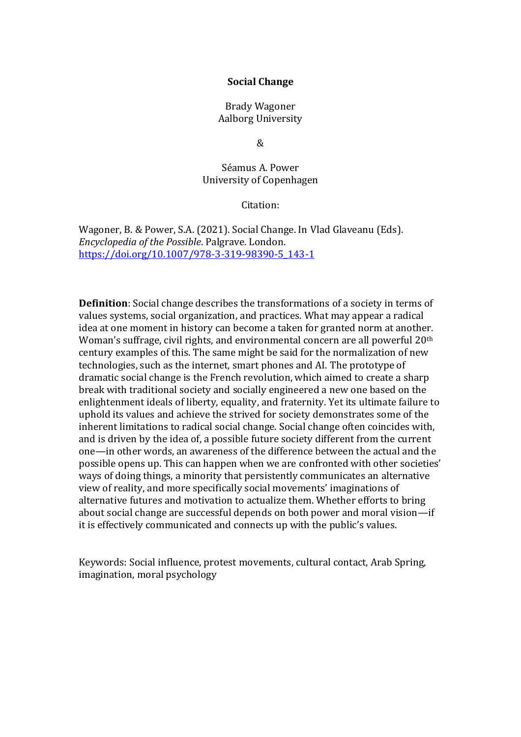# Social Change

Brady Wagoner
Aalborg University

&

Séamus A. Power
University of Copenhagen

Citation:

Wagoner, B. & Power, S.A. (2021). Social Change. In Vlad Glaveanu (Eds). *Encyclopedia of the Possible*. Palgrave. London. https://doi.org/10.1007/978-3-319-98390-5_143-1

**Definition**: Social change describes the transformations of a society in terms of values systems, social organization, and practices. What may appear a radical idea at one moment in history can become a taken for granted norm at another. Woman's suffrage, civil rights, and environmental concern are all powerful 20th century examples of this. The same might be said for the normalization of new technologies, such as the internet, smart phones and AI. The prototype of dramatic social change is the French revolution, which aimed to create a sharp break with traditional society and socially engineered a new one based on the enlightenment ideals of liberty, equality, and fraternity. Yet its ultimate failure to uphold its values and achieve the strived for society demonstrates some of the inherent limitations to radical social change. Social change often coincides with, and is driven by the idea of, a possible future society different from the current one—in other words, an awareness of the difference between the actual and the possible opens up. This can happen when we are confronted with other societies' ways of doing things, a minority that persistently communicates an alternative view of reality, and more specifically social movements' imaginations of alternative futures and motivation to actualize them. Whether efforts to bring about social change are successful depends on both power and moral vision—if it is effectively communicated and connects up with the public's values.

Keywords: Social influence, protest movements, cultural contact, Arab Spring, imagination, moral psychology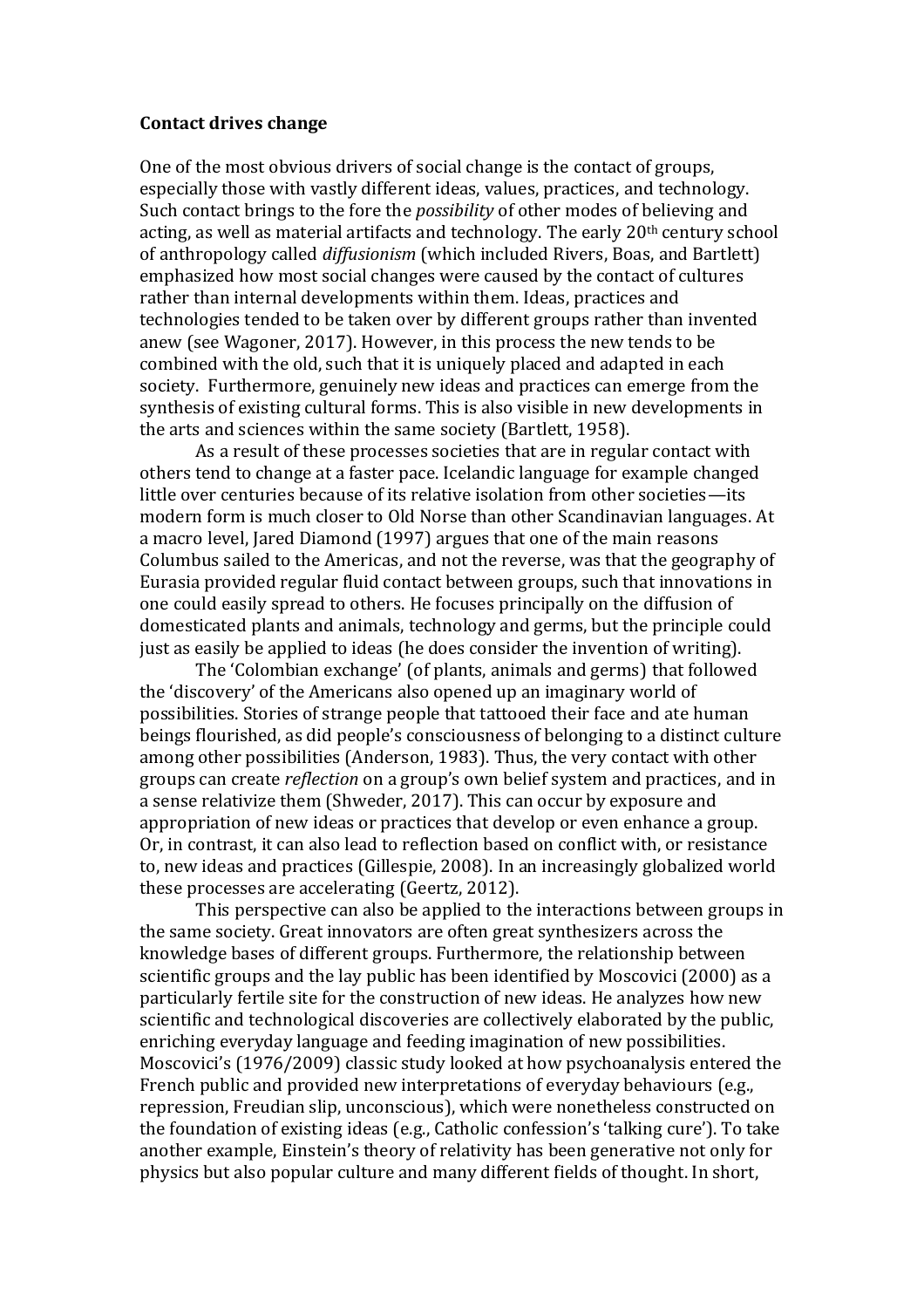**Contact drives change**

One of the most obvious drivers of social change is the contact of groups, especially those with vastly different ideas, values, practices, and technology. Such contact brings to the fore the *possibility* of other modes of believing and acting, as well as material artifacts and technology. The early 20th century school of anthropology called *diffusionism* (which included Rivers, Boas, and Bartlett) emphasized how most social changes were caused by the contact of cultures rather than internal developments within them. Ideas, practices and technologies tended to be taken over by different groups rather than invented anew (see Wagoner, 2017). However, in this process the new tends to be combined with the old, such that it is uniquely placed and adapted in each society. Furthermore, genuinely new ideas and practices can emerge from the synthesis of existing cultural forms. This is also visible in new developments in the arts and sciences within the same society (Bartlett, 1958).

As a result of these processes societies that are in regular contact with others tend to change at a faster pace. Icelandic language for example changed little over centuries because of its relative isolation from other societies—its modern form is much closer to Old Norse than other Scandinavian languages. At a macro level, Jared Diamond (1997) argues that one of the main reasons Columbus sailed to the Americas, and not the reverse, was that the geography of Eurasia provided regular fluid contact between groups, such that innovations in one could easily spread to others. He focuses principally on the diffusion of domesticated plants and animals, technology and germs, but the principle could just as easily be applied to ideas (he does consider the invention of writing).

The 'Colombian exchange' (of plants, animals and germs) that followed the 'discovery' of the Americans also opened up an imaginary world of possibilities. Stories of strange people that tattooed their face and ate human beings flourished, as did people's consciousness of belonging to a distinct culture among other possibilities (Anderson, 1983). Thus, the very contact with other groups can create *reflection* on a group's own belief system and practices, and in a sense relativize them (Shweder, 2017). This can occur by exposure and appropriation of new ideas or practices that develop or even enhance a group. Or, in contrast, it can also lead to reflection based on conflict with, or resistance to, new ideas and practices (Gillespie, 2008). In an increasingly globalized world these processes are accelerating (Geertz, 2012).

This perspective can also be applied to the interactions between groups in the same society. Great innovators are often great synthesizers across the knowledge bases of different groups. Furthermore, the relationship between scientific groups and the lay public has been identified by Moscovici (2000) as a particularly fertile site for the construction of new ideas. He analyzes how new scientific and technological discoveries are collectively elaborated by the public, enriching everyday language and feeding imagination of new possibilities. Moscovici's (1976/2009) classic study looked at how psychoanalysis entered the French public and provided new interpretations of everyday behaviours (e.g., repression, Freudian slip, unconscious), which were nonetheless constructed on the foundation of existing ideas (e.g., Catholic confession's 'talking cure'). To take another example, Einstein's theory of relativity has been generative not only for physics but also popular culture and many different fields of thought. In short,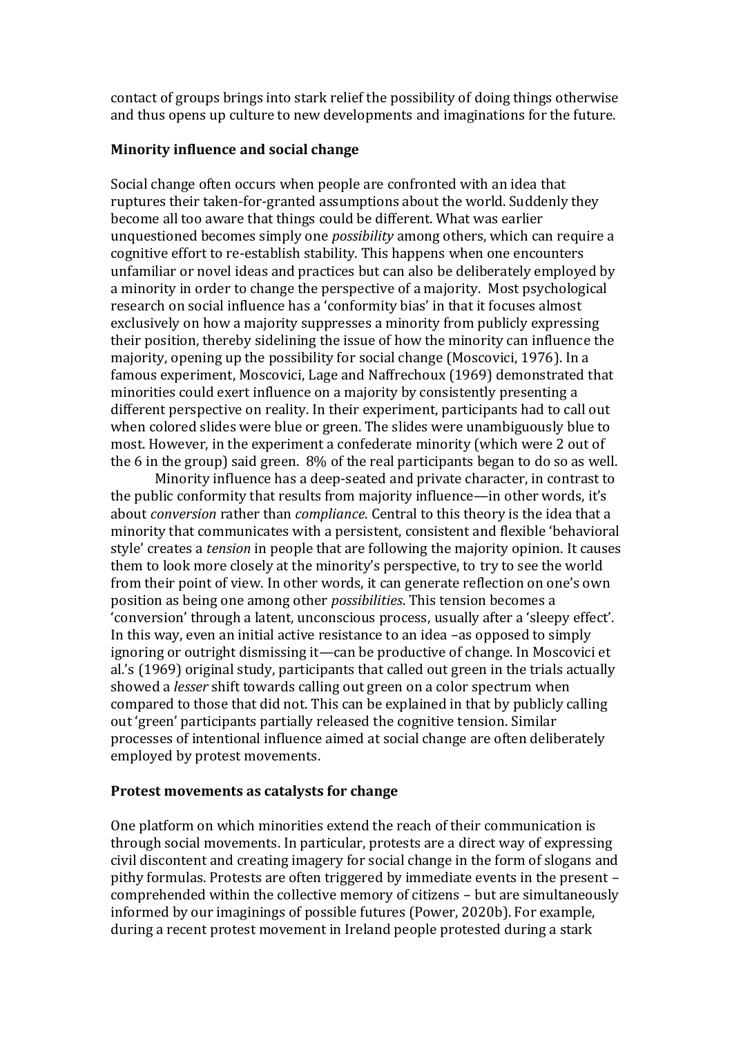contact of groups brings into stark relief the possibility of doing things otherwise and thus opens up culture to new developments and imaginations for the future.

## Minority influence and social change

Social change often occurs when people are confronted with an idea that ruptures their taken-for-granted assumptions about the world. Suddenly they become all too aware that things could be different. What was earlier unquestioned becomes simply one *possibility* among others, which can require a cognitive effort to re-establish stability. This happens when one encounters unfamiliar or novel ideas and practices but can also be deliberately employed by a minority in order to change the perspective of a majority. Most psychological research on social influence has a 'conformity bias' in that it focuses almost exclusively on how a majority suppresses a minority from publicly expressing their position, thereby sidelining the issue of how the minority can influence the majority, opening up the possibility for social change (Moscovici, 1976). In a famous experiment, Moscovici, Lage and Naffrechoux (1969) demonstrated that minorities could exert influence on a majority by consistently presenting a different perspective on reality. In their experiment, participants had to call out when colored slides were blue or green. The slides were unambiguously blue to most. However, in the experiment a confederate minority (which were 2 out of the 6 in the group) said green. 8% of the real participants began to do so as well.

Minority influence has a deep-seated and private character, in contrast to the public conformity that results from majority influence—in other words, it's about *conversion* rather than *compliance*. Central to this theory is the idea that a minority that communicates with a persistent, consistent and flexible 'behavioral style' creates a *tension* in people that are following the majority opinion. It causes them to look more closely at the minority's perspective, to try to see the world from their point of view. In other words, it can generate reflection on one's own position as being one among other *possibilities*. This tension becomes a 'conversion' through a latent, unconscious process, usually after a 'sleepy effect'. In this way, even an initial active resistance to an idea –as opposed to simply ignoring or outright dismissing it—can be productive of change. In Moscovici et al.'s (1969) original study, participants that called out green in the trials actually showed a *lesser* shift towards calling out green on a color spectrum when compared to those that did not. This can be explained in that by publicly calling out 'green' participants partially released the cognitive tension. Similar processes of intentional influence aimed at social change are often deliberately employed by protest movements.

## Protest movements as catalysts for change

One platform on which minorities extend the reach of their communication is through social movements. In particular, protests are a direct way of expressing civil discontent and creating imagery for social change in the form of slogans and pithy formulas. Protests are often triggered by immediate events in the present – comprehended within the collective memory of citizens – but are simultaneously informed by our imaginings of possible futures (Power, 2020b). For example, during a recent protest movement in Ireland people protested during a stark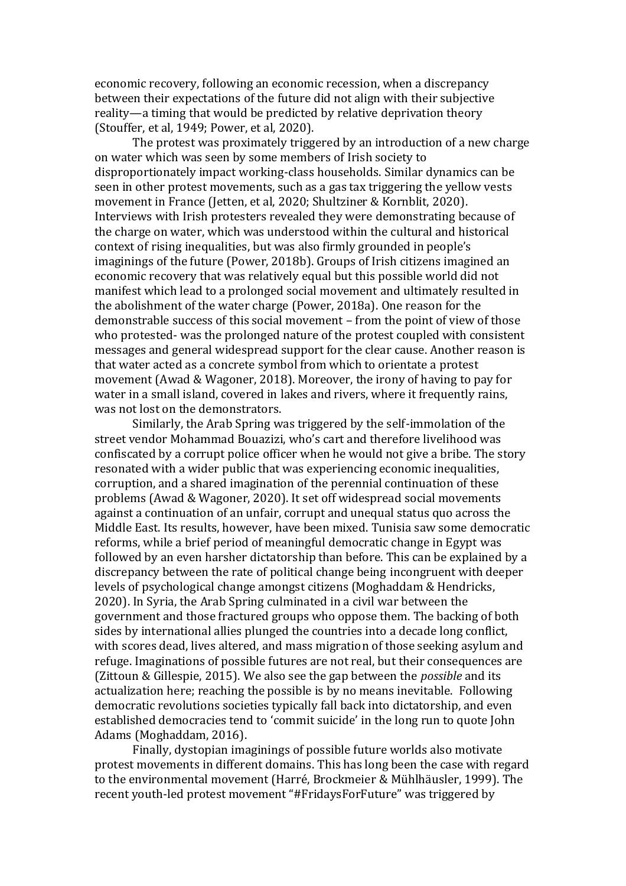economic recovery, following an economic recession, when a discrepancy between their expectations of the future did not align with their subjective reality—a timing that would be predicted by relative deprivation theory (Stouffer, et al, 1949; Power, et al, 2020).

The protest was proximately triggered by an introduction of a new charge on water which was seen by some members of Irish society to disproportionately impact working-class households. Similar dynamics can be seen in other protest movements, such as a gas tax triggering the yellow vests movement in France (Jetten, et al, 2020; Shultziner & Kornblit, 2020). Interviews with Irish protesters revealed they were demonstrating because of the charge on water, which was understood within the cultural and historical context of rising inequalities, but was also firmly grounded in people's imaginings of the future (Power, 2018b). Groups of Irish citizens imagined an economic recovery that was relatively equal but this possible world did not manifest which lead to a prolonged social movement and ultimately resulted in the abolishment of the water charge (Power, 2018a). One reason for the demonstrable success of this social movement – from the point of view of those who protested- was the prolonged nature of the protest coupled with consistent messages and general widespread support for the clear cause. Another reason is that water acted as a concrete symbol from which to orientate a protest movement (Awad & Wagoner, 2018). Moreover, the irony of having to pay for water in a small island, covered in lakes and rivers, where it frequently rains, was not lost on the demonstrators.

Similarly, the Arab Spring was triggered by the self-immolation of the street vendor Mohammad Bouazizi, who's cart and therefore livelihood was confiscated by a corrupt police officer when he would not give a bribe. The story resonated with a wider public that was experiencing economic inequalities, corruption, and a shared imagination of the perennial continuation of these problems (Awad & Wagoner, 2020). It set off widespread social movements against a continuation of an unfair, corrupt and unequal status quo across the Middle East. Its results, however, have been mixed. Tunisia saw some democratic reforms, while a brief period of meaningful democratic change in Egypt was followed by an even harsher dictatorship than before. This can be explained by a discrepancy between the rate of political change being incongruent with deeper levels of psychological change amongst citizens (Moghaddam & Hendricks, 2020). In Syria, the Arab Spring culminated in a civil war between the government and those fractured groups who oppose them. The backing of both sides by international allies plunged the countries into a decade long conflict, with scores dead, lives altered, and mass migration of those seeking asylum and refuge. Imaginations of possible futures are not real, but their consequences are (Zittoun & Gillespie, 2015). We also see the gap between the *possible* and its actualization here; reaching the possible is by no means inevitable. Following democratic revolutions societies typically fall back into dictatorship, and even established democracies tend to 'commit suicide' in the long run to quote John Adams (Moghaddam, 2016).

Finally, dystopian imaginings of possible future worlds also motivate protest movements in different domains. This has long been the case with regard to the environmental movement (Harré, Brockmeier & Mühlhäusler, 1999). The recent youth-led protest movement "#FridaysForFuture" was triggered by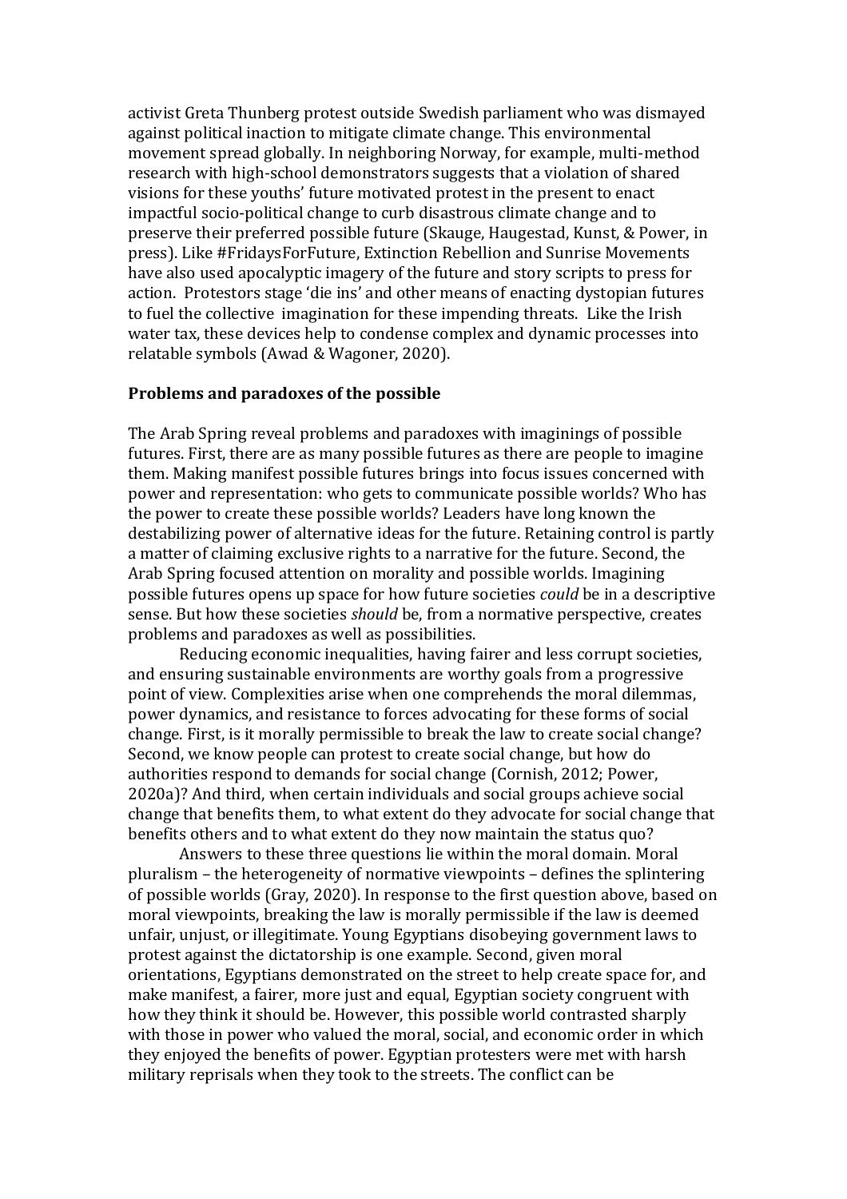activist Greta Thunberg protest outside Swedish parliament who was dismayed against political inaction to mitigate climate change. This environmental movement spread globally. In neighboring Norway, for example, multi-method research with high-school demonstrators suggests that a violation of shared visions for these youths' future motivated protest in the present to enact impactful socio-political change to curb disastrous climate change and to preserve their preferred possible future (Skauge, Haugestad, Kunst, & Power, in press). Like #FridaysForFuture, Extinction Rebellion and Sunrise Movements have also used apocalyptic imagery of the future and story scripts to press for action. Protestors stage 'die ins' and other means of enacting dystopian futures to fuel the collective imagination for these impending threats. Like the Irish water tax, these devices help to condense complex and dynamic processes into relatable symbols (Awad & Wagoner, 2020).

**Problems and paradoxes of the possible**

The Arab Spring reveal problems and paradoxes with imaginings of possible futures. First, there are as many possible futures as there are people to imagine them. Making manifest possible futures brings into focus issues concerned with power and representation: who gets to communicate possible worlds? Who has the power to create these possible worlds? Leaders have long known the destabilizing power of alternative ideas for the future. Retaining control is partly a matter of claiming exclusive rights to a narrative for the future. Second, the Arab Spring focused attention on morality and possible worlds. Imagining possible futures opens up space for how future societies *could* be in a descriptive sense. But how these societies *should* be, from a normative perspective, creates problems and paradoxes as well as possibilities.

Reducing economic inequalities, having fairer and less corrupt societies, and ensuring sustainable environments are worthy goals from a progressive point of view. Complexities arise when one comprehends the moral dilemmas, power dynamics, and resistance to forces advocating for these forms of social change. First, is it morally permissible to break the law to create social change? Second, we know people can protest to create social change, but how do authorities respond to demands for social change (Cornish, 2012; Power, 2020a)? And third, when certain individuals and social groups achieve social change that benefits them, to what extent do they advocate for social change that benefits others and to what extent do they now maintain the status quo?

Answers to these three questions lie within the moral domain. Moral pluralism – the heterogeneity of normative viewpoints – defines the splintering of possible worlds (Gray, 2020). In response to the first question above, based on moral viewpoints, breaking the law is morally permissible if the law is deemed unfair, unjust, or illegitimate. Young Egyptians disobeying government laws to protest against the dictatorship is one example. Second, given moral orientations, Egyptians demonstrated on the street to help create space for, and make manifest, a fairer, more just and equal, Egyptian society congruent with how they think it should be. However, this possible world contrasted sharply with those in power who valued the moral, social, and economic order in which they enjoyed the benefits of power. Egyptian protesters were met with harsh military reprisals when they took to the streets. The conflict can be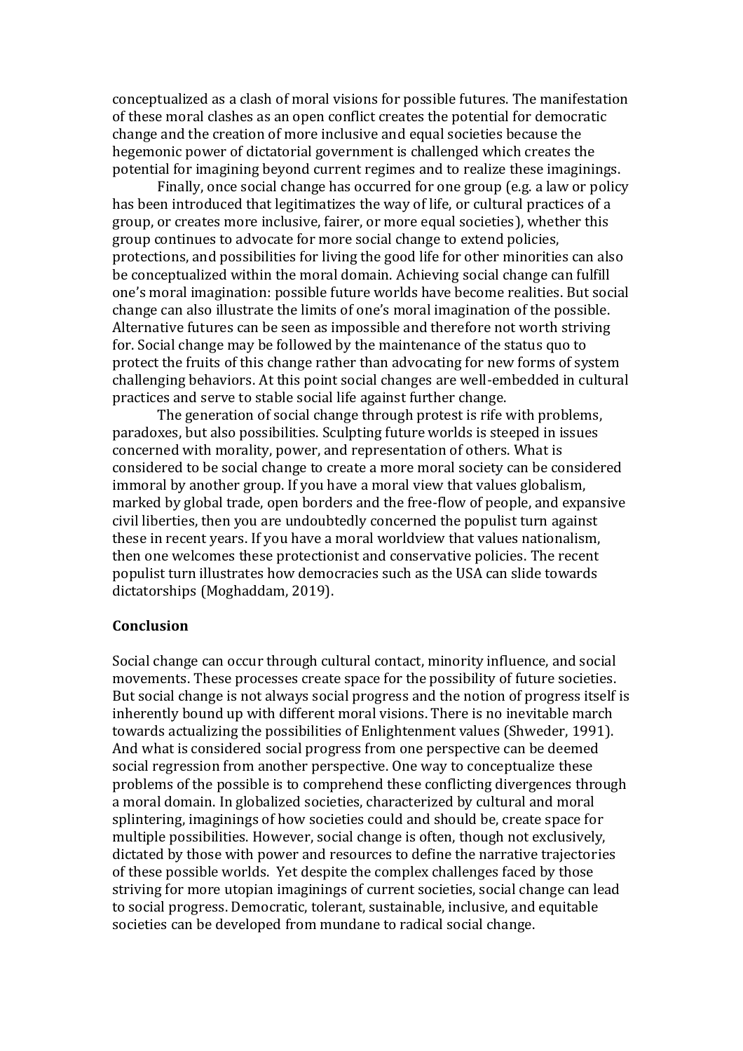conceptualized as a clash of moral visions for possible futures. The manifestation of these moral clashes as an open conflict creates the potential for democratic change and the creation of more inclusive and equal societies because the hegemonic power of dictatorial government is challenged which creates the potential for imagining beyond current regimes and to realize these imaginings.

Finally, once social change has occurred for one group (e.g. a law or policy has been introduced that legitimatizes the way of life, or cultural practices of a group, or creates more inclusive, fairer, or more equal societies), whether this group continues to advocate for more social change to extend policies, protections, and possibilities for living the good life for other minorities can also be conceptualized within the moral domain. Achieving social change can fulfill one's moral imagination: possible future worlds have become realities. But social change can also illustrate the limits of one's moral imagination of the possible. Alternative futures can be seen as impossible and therefore not worth striving for. Social change may be followed by the maintenance of the status quo to protect the fruits of this change rather than advocating for new forms of system challenging behaviors. At this point social changes are well-embedded in cultural practices and serve to stable social life against further change.

The generation of social change through protest is rife with problems, paradoxes, but also possibilities. Sculpting future worlds is steeped in issues concerned with morality, power, and representation of others. What is considered to be social change to create a more moral society can be considered immoral by another group. If you have a moral view that values globalism, marked by global trade, open borders and the free-flow of people, and expansive civil liberties, then you are undoubtedly concerned the populist turn against these in recent years. If you have a moral worldview that values nationalism, then one welcomes these protectionist and conservative policies. The recent populist turn illustrates how democracies such as the USA can slide towards dictatorships (Moghaddam, 2019).

## Conclusion

Social change can occur through cultural contact, minority influence, and social movements. These processes create space for the possibility of future societies. But social change is not always social progress and the notion of progress itself is inherently bound up with different moral visions. There is no inevitable march towards actualizing the possibilities of Enlightenment values (Shweder, 1991). And what is considered social progress from one perspective can be deemed social regression from another perspective. One way to conceptualize these problems of the possible is to comprehend these conflicting divergences through a moral domain. In globalized societies, characterized by cultural and moral splintering, imaginings of how societies could and should be, create space for multiple possibilities. However, social change is often, though not exclusively, dictated by those with power and resources to define the narrative trajectories of these possible worlds. Yet despite the complex challenges faced by those striving for more utopian imaginings of current societies, social change can lead to social progress. Democratic, tolerant, sustainable, inclusive, and equitable societies can be developed from mundane to radical social change.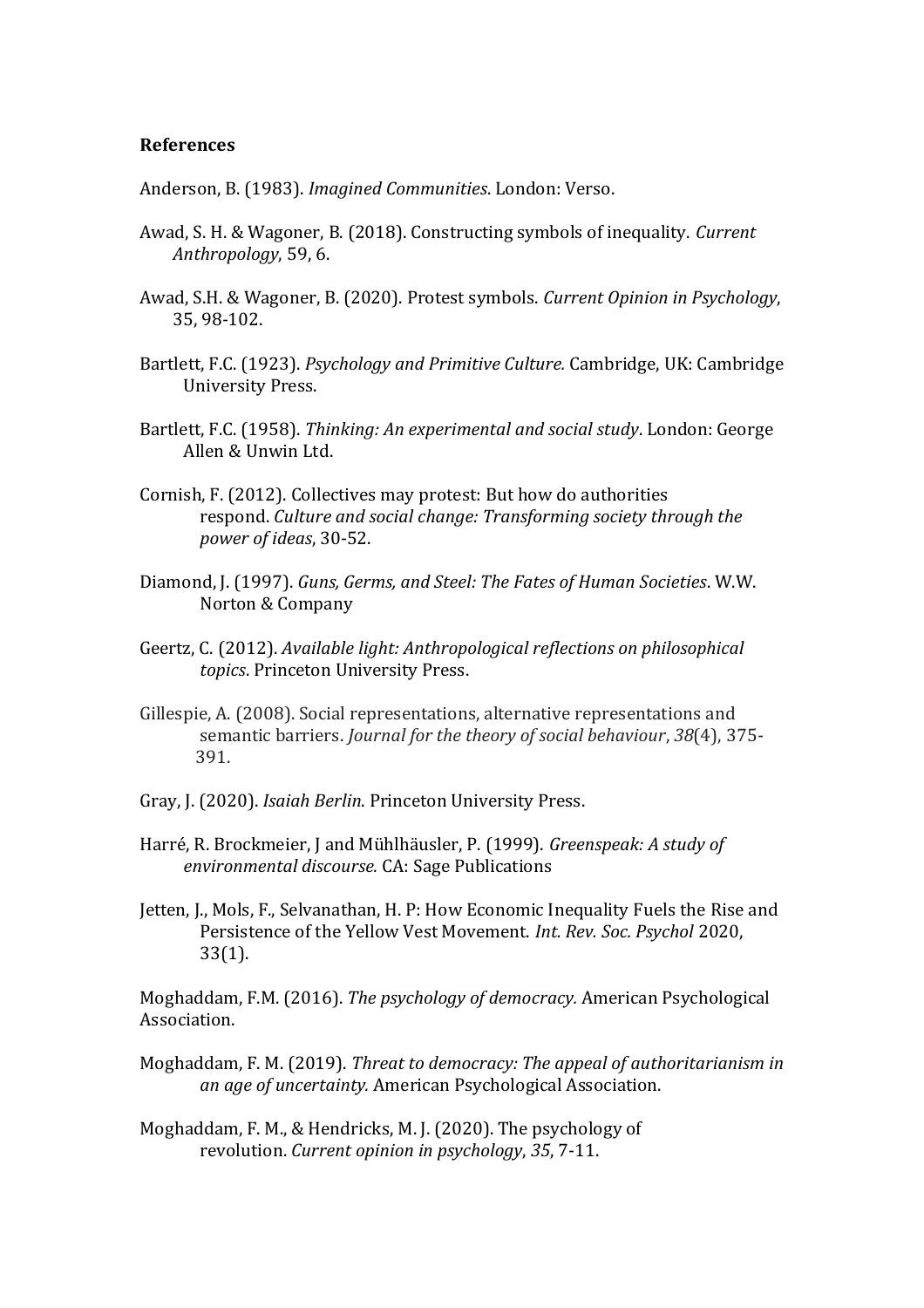**References**

Anderson, B. (1983). *Imagined Communities*. London: Verso.

Awad, S. H. & Wagoner, B. (2018). Constructing symbols of inequality. *Current Anthropology*, 59, 6.

Awad, S.H. & Wagoner, B. (2020). Protest symbols. *Current Opinion in Psychology*, 35, 98-102.

Bartlett, F.C. (1923). *Psychology and Primitive Culture.* Cambridge, UK: Cambridge University Press.

Bartlett, F.C. (1958). *Thinking: An experimental and social study*. London: George Allen & Unwin Ltd.

Cornish, F. (2012). Collectives may protest: But how do authorities respond. *Culture and social change: Transforming society through the power of ideas*, 30-52.

Diamond, J. (1997). *Guns, Germs, and Steel: The Fates of Human Societies*. W.W. Norton & Company

Geertz, C. (2012). *Available light: Anthropological reflections on philosophical topics*. Princeton University Press.

Gillespie, A. (2008). Social representations, alternative representations and semantic barriers. *Journal for the theory of social behaviour*, *38*(4), 375-391.

Gray, J. (2020). *Isaiah Berlin*. Princeton University Press.

Harré, R. Brockmeier, J and Mühlhäusler, P. (1999). *Greenspeak: A study of environmental discourse.* CA: Sage Publications

Jetten, J., Mols, F., Selvanathan, H. P: How Economic Inequality Fuels the Rise and Persistence of the Yellow Vest Movement. *Int. Rev. Soc. Psychol* 2020, 33(1).

Moghaddam, F.M. (2016). *The psychology of democracy.* American Psychological Association.

Moghaddam, F. M. (2019). *Threat to democracy: The appeal of authoritarianism in an age of uncertainty.* American Psychological Association.

Moghaddam, F. M., & Hendricks, M. J. (2020). The psychology of revolution. *Current opinion in psychology*, *35*, 7-11.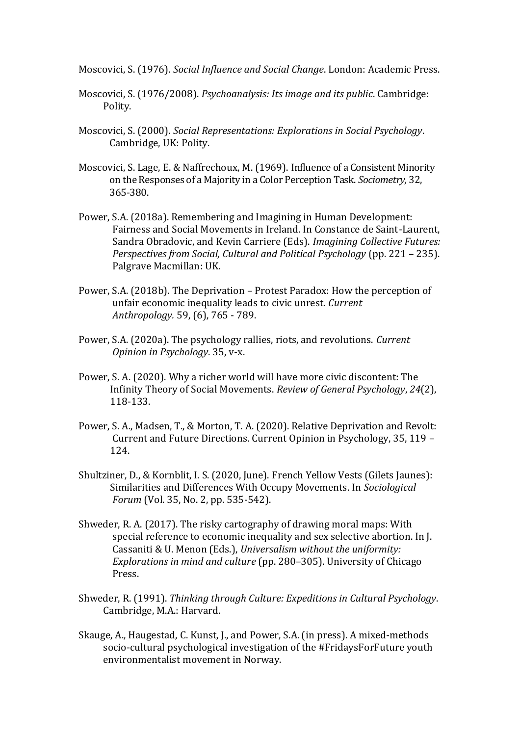Moscovici, S. (1976). *Social Influence and Social Change*. London: Academic Press.

Moscovici, S. (1976/2008). *Psychoanalysis: Its image and its public*. Cambridge: Polity.

Moscovici, S. (2000). *Social Representations: Explorations in Social Psychology*. Cambridge, UK: Polity.

Moscovici, S. Lage, E. & Naffrechoux, M. (1969). Influence of a Consistent Minority on the Responses of a Majority in a Color Perception Task. *Sociometry,* 32, 365-380.

Power, S.A. (2018a). Remembering and Imagining in Human Development: Fairness and Social Movements in Ireland. In Constance de Saint-Laurent, Sandra Obradovic, and Kevin Carriere (Eds). *Imagining Collective Futures: Perspectives from Social, Cultural and Political Psychology* (pp. 221 – 235). Palgrave Macmillan: UK.

Power, S.A. (2018b). The Deprivation – Protest Paradox: How the perception of unfair economic inequality leads to civic unrest. *Current Anthropology.* 59, (6), 765 - 789.

Power, S.A. (2020a). The psychology rallies, riots, and revolutions. *Current Opinion in Psychology*. 35, v-x.

Power, S. A. (2020). Why a richer world will have more civic discontent: The Infinity Theory of Social Movements. *Review of General Psychology*, *24*(2), 118-133.

Power, S. A., Madsen, T., & Morton, T. A. (2020). Relative Deprivation and Revolt: Current and Future Directions. Current Opinion in Psychology, 35, 119 – 124.

Shultziner, D., & Kornblit, I. S. (2020, June). French Yellow Vests (Gilets Jaunes): Similarities and Differences With Occupy Movements. In *Sociological Forum* (Vol. 35, No. 2, pp. 535-542).

Shweder, R. A. (2017). The risky cartography of drawing moral maps: With special reference to economic inequality and sex selective abortion. In J. Cassaniti & U. Menon (Eds.), *Universalism without the uniformity: Explorations in mind and culture* (pp. 280–305). University of Chicago Press.

Shweder, R. (1991). *Thinking through Culture: Expeditions in Cultural Psychology*. Cambridge, M.A.: Harvard.

Skauge, A., Haugestad, C. Kunst, J., and Power, S.A. (in press). A mixed-methods socio-cultural psychological investigation of the #FridaysForFuture youth environmentalist movement in Norway.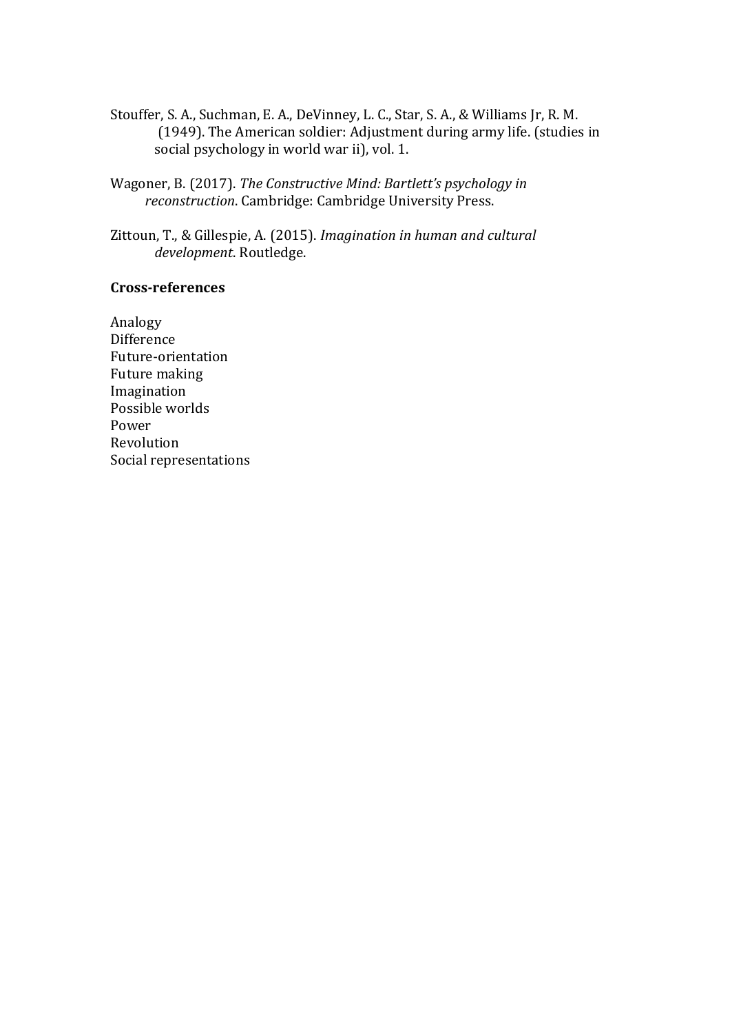Stouffer, S. A., Suchman, E. A., DeVinney, L. C., Star, S. A., & Williams Jr, R. M. (1949). The American soldier: Adjustment during army life. (studies in social psychology in world war ii), vol. 1.

Wagoner, B. (2017). *The Constructive Mind: Bartlett's psychology in reconstruction*. Cambridge: Cambridge University Press.

Zittoun, T., & Gillespie, A. (2015). *Imagination in human and cultural development*. Routledge.

**Cross-references**

Analogy
Difference
Future-orientation
Future making
Imagination
Possible worlds
Power
Revolution
Social representations